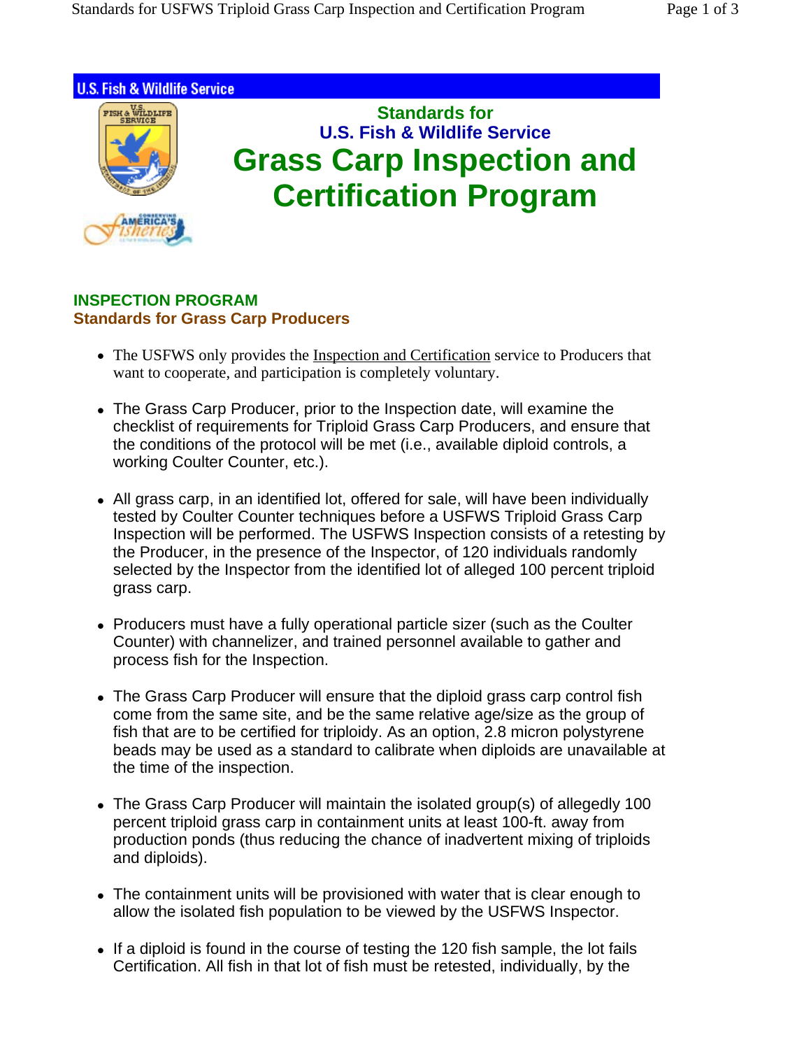U.S. Fish & Wildlife Service

# Standards for U.S. Fish & Wildlife Service Grass Carp Inspection and Certification Program

## INSPECTION PROGRAM

### Standards for Grass Carp Producers

- The USFWS only provides the Inspection and Certification service to Producers that want to cooperate, and participation is completely voluntary.

- The Grass Carp Producer, prior to the Inspection date, will examine the checklist of requirements for Triploid Grass Carp Producers, and ensure that the conditions of the protocol will be met (i.e., available diploid controls, a working Coulter Counter, etc.).

- All grass carp, in an identified lot, offered for sale, will have been individually tested by Coulter Counter techniques before a USFWS Triploid Grass Carp Inspection will be performed. The USFWS Inspection consists of a retesting by the Producer, in the presence of the Inspector, of 120 individuals randomly selected by the Inspector from the identified lot of alleged 100 percent triploid grass carp.

- Producers must have a fully operational particle sizer (such as the Coulter Counter) with channelizer, and trained personnel available to gather and process fish for the Inspection.

- The Grass Carp Producer will ensure that the diploid grass carp control fish come from the same site, and be the same relative age/size as the group of fish that are to be certified for triploidy. As an option, 2.8 micron polystyrene beads may be used as a standard to calibrate when diploids are unavailable at the time of the inspection.

- The Grass Carp Producer will maintain the isolated group(s) of allegedly 100 percent triploid grass carp in containment units at least 100-ft. away from production ponds (thus reducing the chance of inadvertent mixing of triploids and diploids).

- The containment units will be provisioned with water that is clear enough to allow the isolated fish population to be viewed by the USFWS Inspector.

- If a diploid is found in the course of testing the 120 fish sample, the lot fails Certification. All fish in that lot of fish must be retested, individually, by the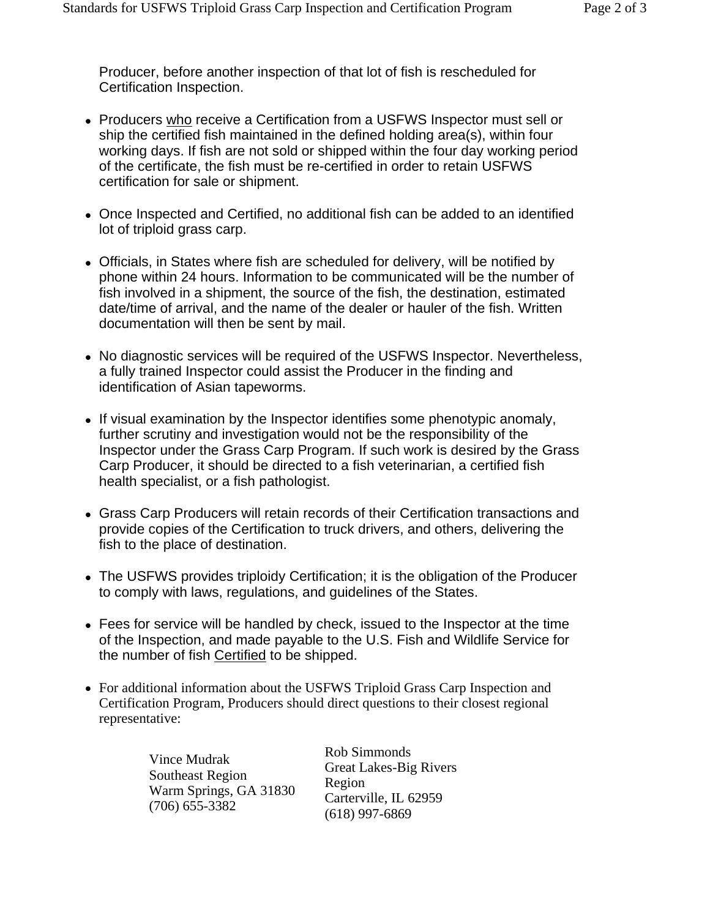Producer, before another inspection of that lot of fish is rescheduled for Certification Inspection.

- Producers <u>who</u> receive a Certification from a USFWS Inspector must sell or ship the certified fish maintained in the defined holding area(s), within four working days. If fish are not sold or shipped within the four day working period of the certificate, the fish must be re-certified in order to retain USFWS certification for sale or shipment.

- Once Inspected and Certified, no additional fish can be added to an identified lot of triploid grass carp.

- Officials, in States where fish are scheduled for delivery, will be notified by phone within 24 hours. Information to be communicated will be the number of fish involved in a shipment, the source of the fish, the destination, estimated date/time of arrival, and the name of the dealer or hauler of the fish. Written documentation will then be sent by mail.

- No diagnostic services will be required of the USFWS Inspector. Nevertheless, a fully trained Inspector could assist the Producer in the finding and identification of Asian tapeworms.

- If visual examination by the Inspector identifies some phenotypic anomaly, further scrutiny and investigation would not be the responsibility of the Inspector under the Grass Carp Program. If such work is desired by the Grass Carp Producer, it should be directed to a fish veterinarian, a certified fish health specialist, or a fish pathologist.

- Grass Carp Producers will retain records of their Certification transactions and provide copies of the Certification to truck drivers, and others, delivering the fish to the place of destination.

- The USFWS provides triploidy Certification; it is the obligation of the Producer to comply with laws, regulations, and guidelines of the States.

- Fees for service will be handled by check, issued to the Inspector at the time of the Inspection, and made payable to the U.S. Fish and Wildlife Service for the number of fish <u>Certified</u> to be shipped.

- For additional information about the USFWS Triploid Grass Carp Inspection and Certification Program, Producers should direct questions to their closest regional representative:

Vince Mudrak
Southeast Region
Warm Springs, GA 31830
(706) 655-3382

Rob Simmonds
Great Lakes-Big Rivers Region
Carterville, IL 62959
(618) 997-6869